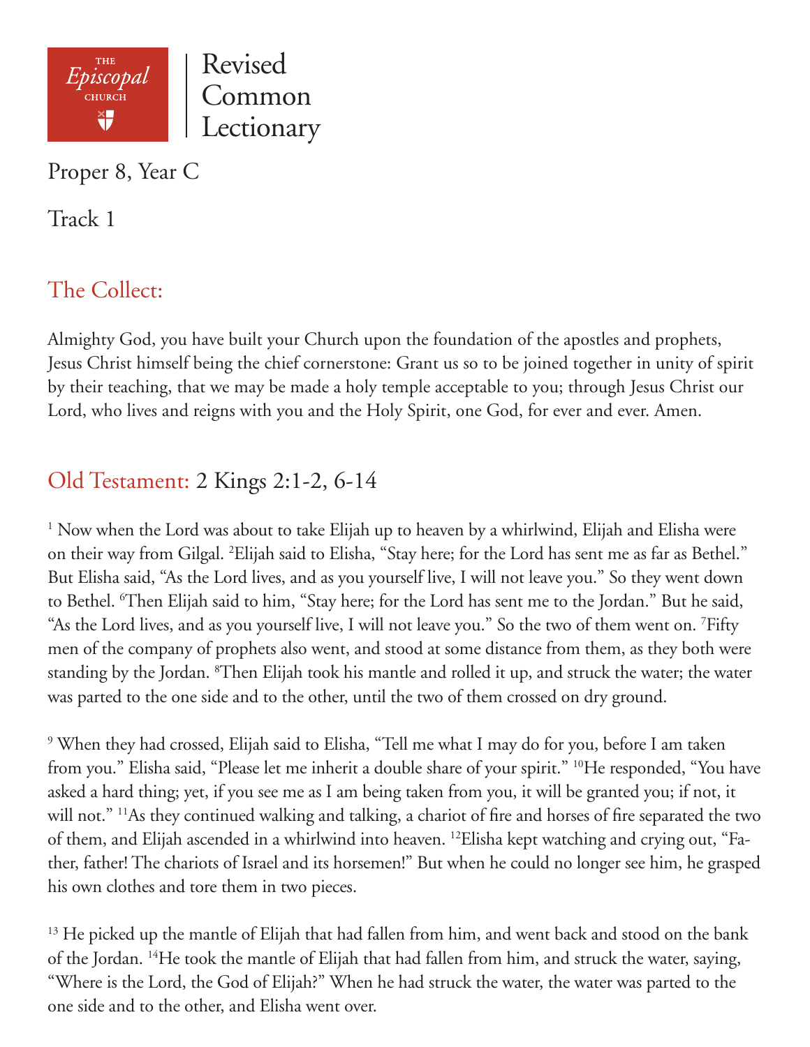THE *Episcopal* CHURCH

Revised Common Lectionary

Proper 8, Year C

Track 1

## The Collect:

Almighty God, you have built your Church upon the foundation of the apostles and prophets, Jesus Christ himself being the chief cornerstone: Grant us so to be joined together in unity of spirit by their teaching, that we may be made a holy temple acceptable to you; through Jesus Christ our Lord, who lives and reigns with you and the Holy Spirit, one God, for ever and ever. Amen.

## Old Testament: 2 Kings 2:1-2, 6-14

[1] Now when the Lord was about to take Elijah up to heaven by a whirlwind, Elijah and Elisha were on their way from Gilgal. [2]Elijah said to Elisha, "Stay here; for the Lord has sent me as far as Bethel." But Elisha said, "As the Lord lives, and as you yourself live, I will not leave you." So they went down to Bethel. [6]Then Elijah said to him, "Stay here; for the Lord has sent me to the Jordan." But he said, "As the Lord lives, and as you yourself live, I will not leave you." So the two of them went on. [7]Fifty men of the company of prophets also went, and stood at some distance from them, as they both were standing by the Jordan. [8]Then Elijah took his mantle and rolled it up, and struck the water; the water was parted to the one side and to the other, until the two of them crossed on dry ground.

[9] When they had crossed, Elijah said to Elisha, "Tell me what I may do for you, before I am taken from you." Elisha said, "Please let me inherit a double share of your spirit." [10]He responded, "You have asked a hard thing; yet, if you see me as I am being taken from you, it will be granted you; if not, it will not." [11]As they continued walking and talking, a chariot of fire and horses of fire separated the two of them, and Elijah ascended in a whirlwind into heaven. [12]Elisha kept watching and crying out, "Father, father! The chariots of Israel and its horsemen!" But when he could no longer see him, he grasped his own clothes and tore them in two pieces.

[13] He picked up the mantle of Elijah that had fallen from him, and went back and stood on the bank of the Jordan. [14]He took the mantle of Elijah that had fallen from him, and struck the water, saying, "Where is the Lord, the God of Elijah?" When he had struck the water, the water was parted to the one side and to the other, and Elisha went over.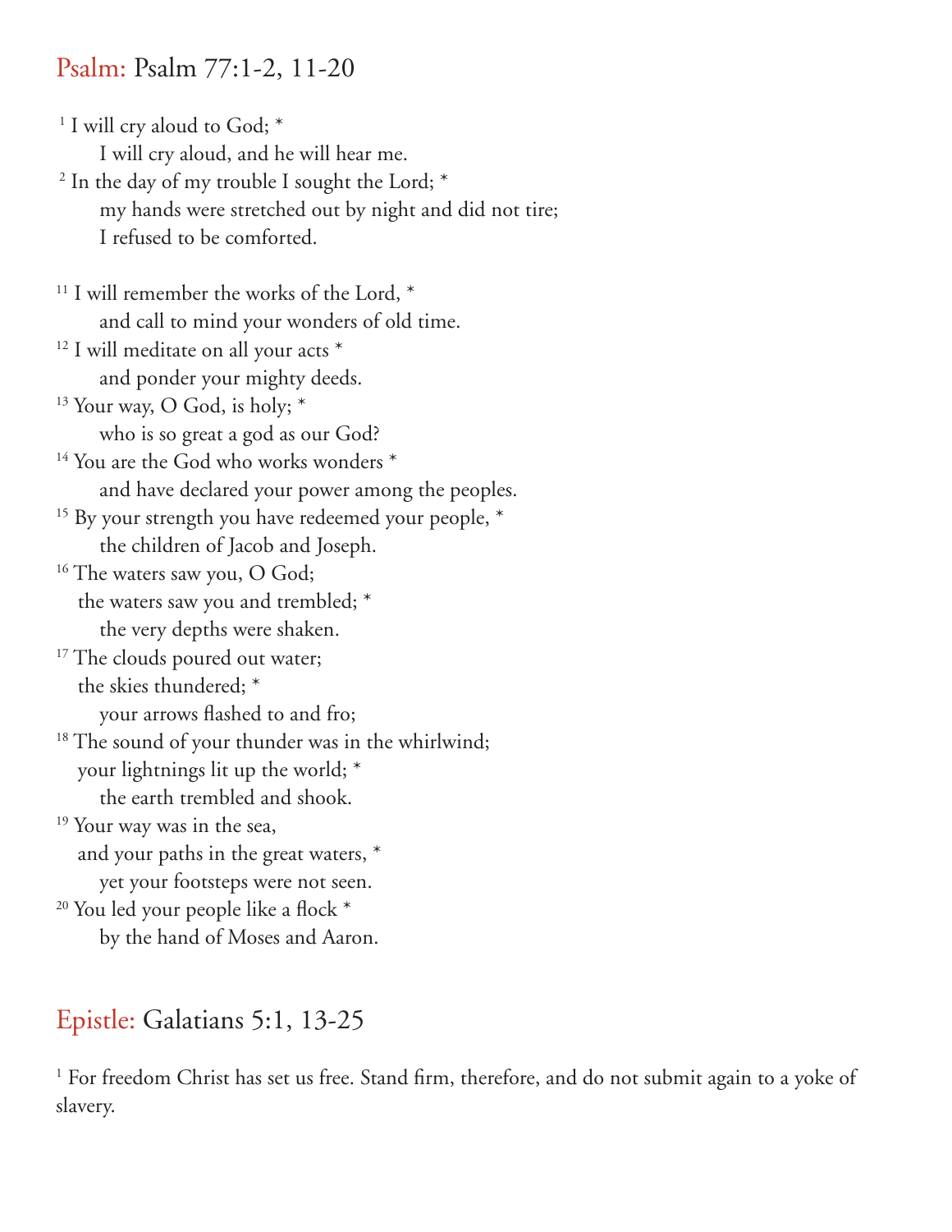## Psalm: Psalm 77:1-2, 11-20

[1] I will cry aloud to God; *
    I will cry aloud, and he will hear me.
[2] In the day of my trouble I sought the Lord; *
    my hands were stretched out by night and did not tire;
    I refused to be comforted.

[11] I will remember the works of the Lord, *
    and call to mind your wonders of old time.
[12] I will meditate on all your acts *
    and ponder your mighty deeds.
[13] Your way, O God, is holy; *
    who is so great a god as our God?
[14] You are the God who works wonders *
    and have declared your power among the peoples.
[15] By your strength you have redeemed your people, *
    the children of Jacob and Joseph.
[16] The waters saw you, O God;
  the waters saw you and trembled; *
    the very depths were shaken.
[17] The clouds poured out water;
  the skies thundered; *
    your arrows flashed to and fro;
[18] The sound of your thunder was in the whirlwind;
  your lightnings lit up the world; *
    the earth trembled and shook.
[19] Your way was in the sea,
  and your paths in the great waters, *
    yet your footsteps were not seen.
[20] You led your people like a flock *
    by the hand of Moses and Aaron.

## Epistle: Galatians 5:1, 13-25

[1] For freedom Christ has set us free. Stand firm, therefore, and do not submit again to a yoke of slavery.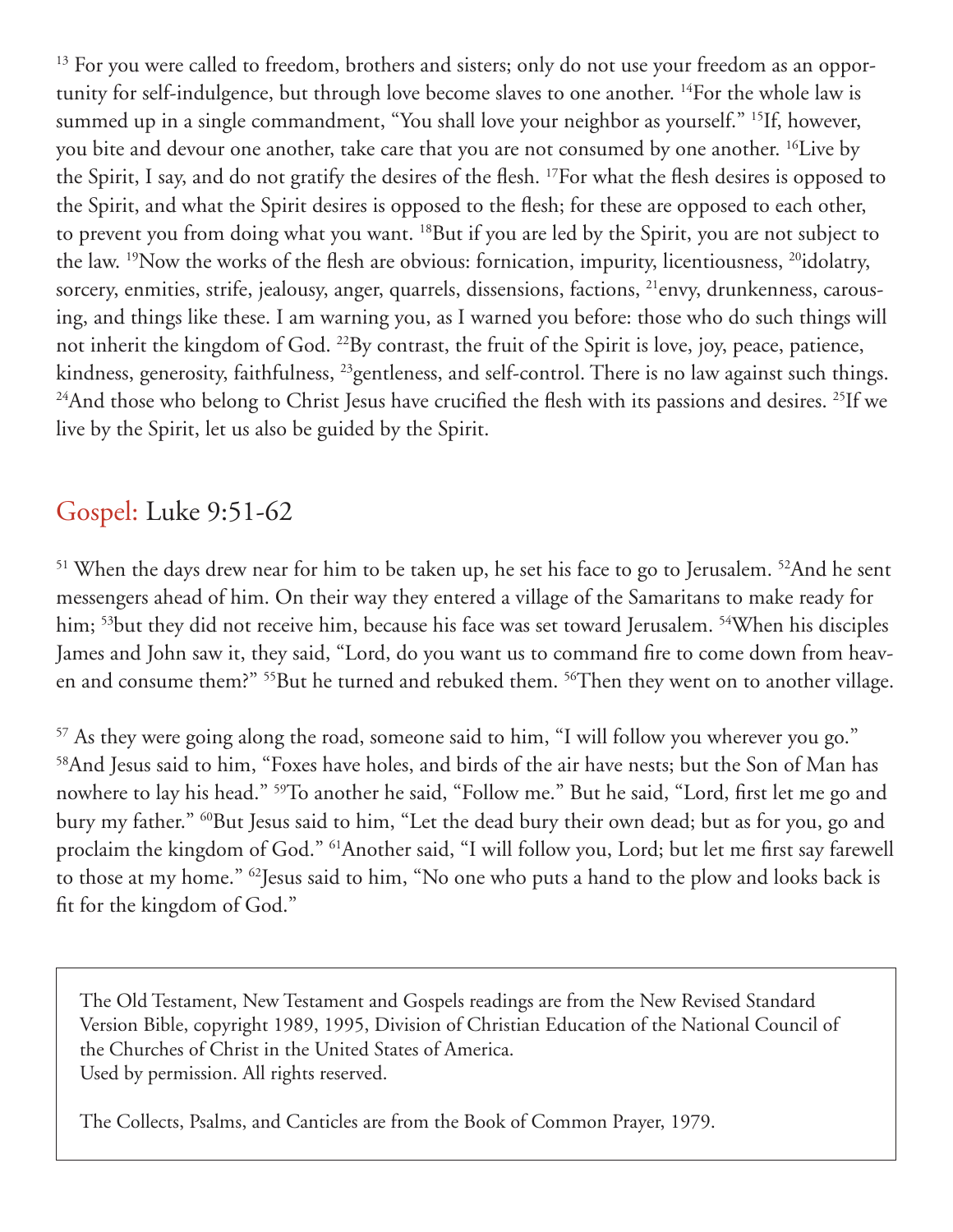[13] For you were called to freedom, brothers and sisters; only do not use your freedom as an opportunity for self-indulgence, but through love become slaves to one another. [14]For the whole law is summed up in a single commandment, "You shall love your neighbor as yourself." [15]If, however, you bite and devour one another, take care that you are not consumed by one another. [16]Live by the Spirit, I say, and do not gratify the desires of the flesh. [17]For what the flesh desires is opposed to the Spirit, and what the Spirit desires is opposed to the flesh; for these are opposed to each other, to prevent you from doing what you want. [18]But if you are led by the Spirit, you are not subject to the law. [19]Now the works of the flesh are obvious: fornication, impurity, licentiousness, [20]idolatry, sorcery, enmities, strife, jealousy, anger, quarrels, dissensions, factions, [21]envy, drunkenness, carousing, and things like these. I am warning you, as I warned you before: those who do such things will not inherit the kingdom of God. [22]By contrast, the fruit of the Spirit is love, joy, peace, patience, kindness, generosity, faithfulness, [23]gentleness, and self-control. There is no law against such things. [24]And those who belong to Christ Jesus have crucified the flesh with its passions and desires. [25]If we live by the Spirit, let us also be guided by the Spirit.

## Gospel: Luke 9:51-62

[51] When the days drew near for him to be taken up, he set his face to go to Jerusalem. [52]And he sent messengers ahead of him. On their way they entered a village of the Samaritans to make ready for him; [53]but they did not receive him, because his face was set toward Jerusalem. [54]When his disciples James and John saw it, they said, "Lord, do you want us to command fire to come down from heaven and consume them?" [55]But he turned and rebuked them. [56]Then they went on to another village.

[57] As they were going along the road, someone said to him, "I will follow you wherever you go." [58]And Jesus said to him, "Foxes have holes, and birds of the air have nests; but the Son of Man has nowhere to lay his head." [59]To another he said, "Follow me." But he said, "Lord, first let me go and bury my father." [60]But Jesus said to him, "Let the dead bury their own dead; but as for you, go and proclaim the kingdom of God." [61]Another said, "I will follow you, Lord; but let me first say farewell to those at my home." [62]Jesus said to him, "No one who puts a hand to the plow and looks back is fit for the kingdom of God."

The Old Testament, New Testament and Gospels readings are from the New Revised Standard Version Bible, copyright 1989, 1995, Division of Christian Education of the National Council of the Churches of Christ in the United States of America.
Used by permission. All rights reserved.

The Collects, Psalms, and Canticles are from the Book of Common Prayer, 1979.